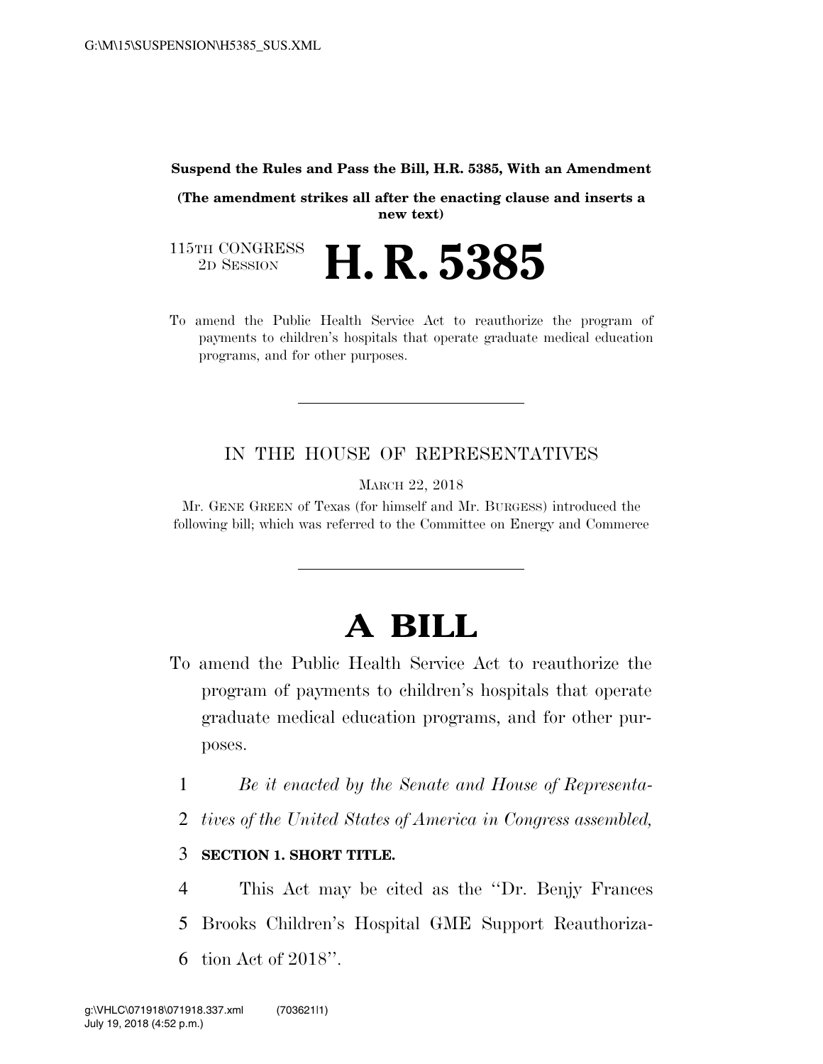**Suspend the Rules and Pass the Bill, H.R. 5385, With an Amendment**

**(The amendment strikes all after the enacting clause and inserts a new text)**

115TH CONGRESS
2D SESSION

# H. R. 5385

To amend the Public Health Service Act to reauthorize the program of payments to children's hospitals that operate graduate medical education programs, and for other purposes.

IN THE HOUSE OF REPRESENTATIVES

MARCH 22, 2018

Mr. GENE GREEN of Texas (for himself and Mr. BURGESS) introduced the following bill; which was referred to the Committee on Energy and Commerce

# A BILL

To amend the Public Health Service Act to reauthorize the program of payments to children's hospitals that operate graduate medical education programs, and for other purposes.

1 *Be it enacted by the Senate and House of Representa-*
2 *tives of the United States of America in Congress assembled,*

3 **SECTION 1. SHORT TITLE.**

4 This Act may be cited as the "Dr. Benjy Frances
5 Brooks Children's Hospital GME Support Reauthoriza-
6 tion Act of 2018".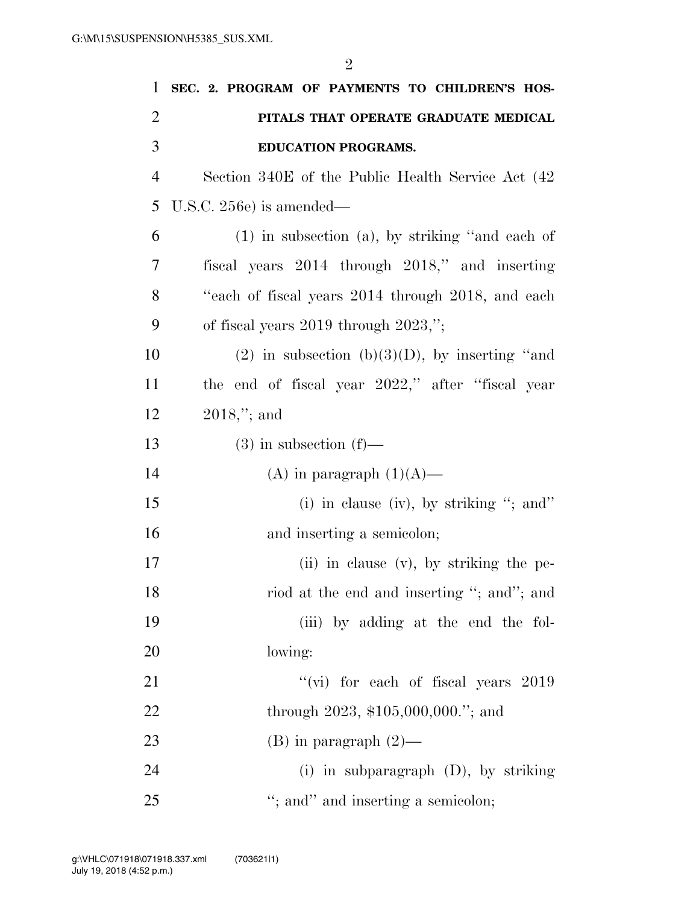**SEC. 2. PROGRAM OF PAYMENTS TO CHILDREN'S HOSPITALS THAT OPERATE GRADUATE MEDICAL EDUCATION PROGRAMS.**

Section 340E of the Public Health Service Act (42 U.S.C. 256e) is amended—

(1) in subsection (a), by striking "and each of fiscal years 2014 through 2018," and inserting "each of fiscal years 2014 through 2018, and each of fiscal years 2019 through 2023,";

(2) in subsection (b)(3)(D), by inserting "and the end of fiscal year 2022," after "fiscal year 2018,"; and

(3) in subsection (f)—

(A) in paragraph (1)(A)—

(i) in clause (iv), by striking "; and" and inserting a semicolon;

(ii) in clause (v), by striking the period at the end and inserting "; and"; and

(iii) by adding at the end the following:

"(vi) for each of fiscal years 2019 through 2023, $105,000,000."; and

(B) in paragraph (2)—

(i) in subparagraph (D), by striking "; and" and inserting a semicolon;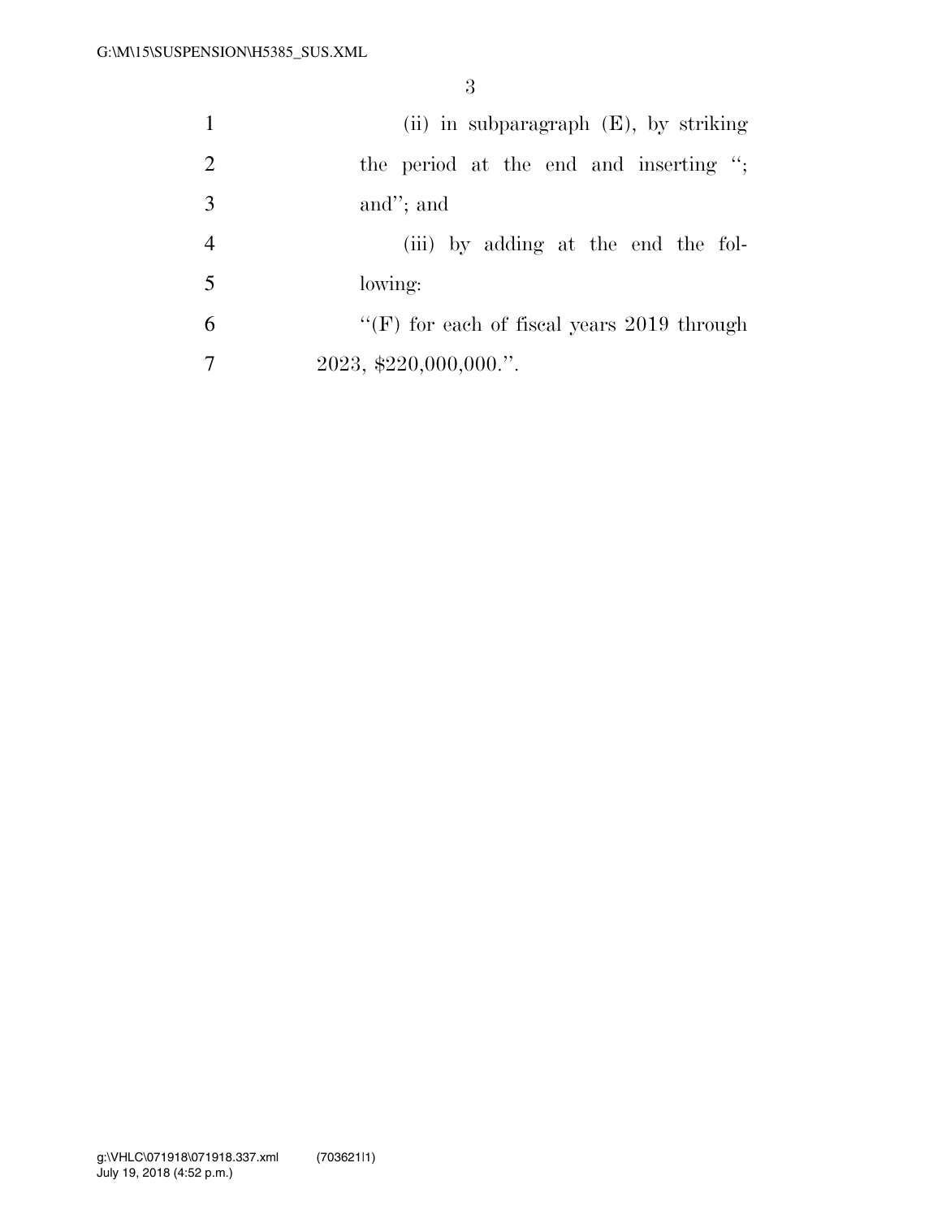(ii) in subparagraph (E), by striking the period at the end and inserting ''; and''; and

(iii) by adding at the end the following:

''(F) for each of fiscal years 2019 through 2023, $220,000,000.''.